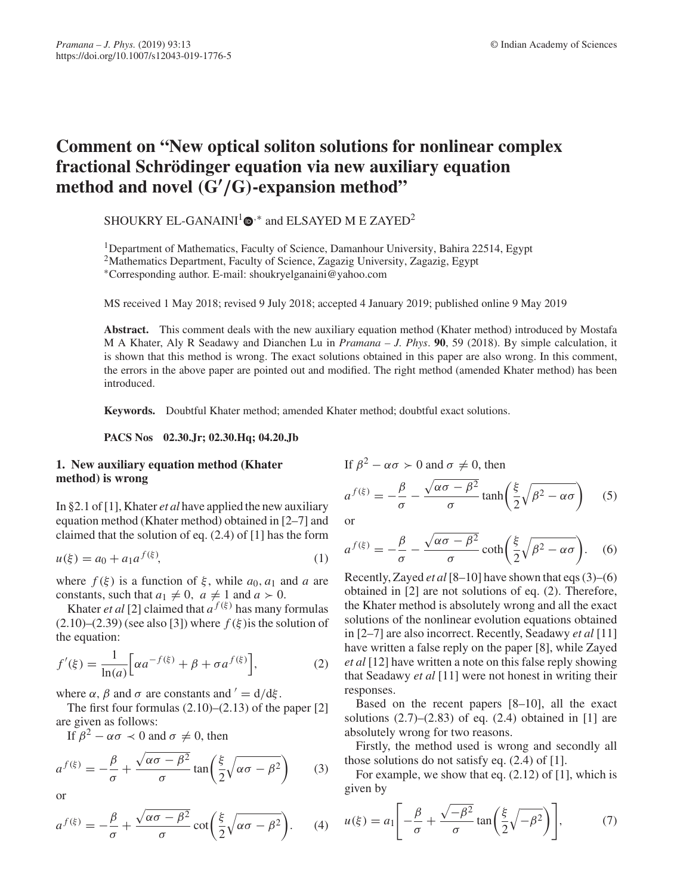// Comment on "New optical soliton solutions for nonlinear complex fractional Schrödinger equation via new auxiliary equation method and novel (G′/G)-expansion method"

SHOUKRY EL-GANAINI[1,*] and ELSAYED M E ZAYED[2]

[1]Department of Mathematics, Faculty of Science, Damanhour University, Bahira 22514, Egypt
[2]Mathematics Department, Faculty of Science, Zagazig University, Zagazig, Egypt
[*]Corresponding author. E-mail: shoukryelganaini@yahoo.com

MS received 1 May 2018; revised 9 July 2018; accepted 4 January 2019; published online 9 May 2019

**Abstract.** This comment deals with the new auxiliary equation method (Khater method) introduced by Mostafa M A Khater, Aly R Seadawy and Dianchen Lu in *Pramana – J. Phys.* **90**, 59 (2018). By simple calculation, it is shown that this method is wrong. The exact solutions obtained in this paper are also wrong. In this comment, the errors in the above paper are pointed out and modified. The right method (amended Khater method) has been introduced.

**Keywords.** Doubtful Khater method; amended Khater method; doubtful exact solutions.

**PACS Nos** 02.30.Jr; 02.30.Hq; 04.20.Jb

## 1. New auxiliary equation method (Khater method) is wrong

In §2.1 of [1], Khater *et al* have applied the new auxiliary equation method (Khater method) obtained in [2–7] and claimed that the solution of eq. (2.4) of [1] has the form

$$u(\xi) = a_0 + a_1 a^{f(\xi)}, \tag{1}$$

where $f(\xi)$ is a function of $\xi$, while $a_0, a_1$ and $a$ are constants, such that $a_1 \neq 0,\ a \neq 1$ and $a \succ 0$.

Khater *et al* [2] claimed that $a^{f(\xi)}$ has many formulas (2.10)–(2.39) (see also [3]) where $f(\xi)$ is the solution of the equation:

$$f'(\xi) = \frac{1}{\ln(a)}\Big[\alpha a^{-f(\xi)} + \beta + \sigma a^{f(\xi)}\Big], \tag{2}$$

where $\alpha$, $\beta$ and $\sigma$ are constants and $' = \mathrm{d}/\mathrm{d}\xi$.

The first four formulas (2.10)–(2.13) of the paper [2] are given as follows:

If $\beta^2 - \alpha\sigma \prec 0$ and $\sigma \neq 0$, then

$$a^{f(\xi)} = -\frac{\beta}{\sigma} + \frac{\sqrt{\alpha\sigma - \beta^2}}{\sigma}\tan\left(\frac{\xi}{2}\sqrt{\alpha\sigma - \beta^2}\right) \tag{3}$$

or

$$a^{f(\xi)} = -\frac{\beta}{\sigma} + \frac{\sqrt{\alpha\sigma - \beta^2}}{\sigma}\cot\left(\frac{\xi}{2}\sqrt{\alpha\sigma - \beta^2}\right). \tag{4}$$

If $\beta^2 - \alpha\sigma \succ 0$ and $\sigma \neq 0$, then

$$a^{f(\xi)} = -\frac{\beta}{\sigma} - \frac{\sqrt{\alpha\sigma - \beta^2}}{\sigma}\tanh\left(\frac{\xi}{2}\sqrt{\beta^2 - \alpha\sigma}\right) \tag{5}$$

or

$$a^{f(\xi)} = -\frac{\beta}{\sigma} - \frac{\sqrt{\alpha\sigma - \beta^2}}{\sigma}\coth\left(\frac{\xi}{2}\sqrt{\beta^2 - \alpha\sigma}\right). \tag{6}$$

Recently, Zayed *et al* [8–10] have shown that eqs (3)–(6) obtained in [2] are not solutions of eq. (2). Therefore, the Khater method is absolutely wrong and all the exact solutions of the nonlinear evolution equations obtained in [2–7] are also incorrect. Recently, Seadawy *et al* [11] have written a false reply on the paper [8], while Zayed *et al* [12] have written a note on this false reply showing that Seadawy *et al* [11] were not honest in writing their responses.

Based on the recent papers [8–10], all the exact solutions (2.7)–(2.83) of eq. (2.4) obtained in [1] are absolutely wrong for two reasons.

Firstly, the method used is wrong and secondly all those solutions do not satisfy eq. (2.4) of [1].

For example, we show that eq. (2.12) of [1], which is given by

$$u(\xi) = a_1\left[-\frac{\beta}{\sigma} + \frac{\sqrt{-\beta^2}}{\sigma}\tan\left(\frac{\xi}{2}\sqrt{-\beta^2}\right)\right], \tag{7}$$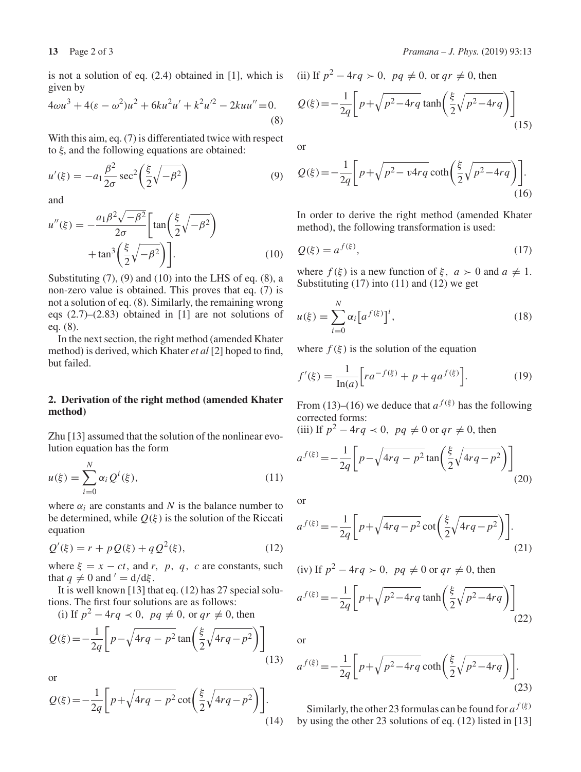is not a solution of eq. (2.4) obtained in [1], which is given by

$$4\omega u^3 + 4(\varepsilon - \omega^2)u^2 + 6ku^2u' + k^2u'^2 - 2kuu'' = 0. \tag{8}$$

With this aim, eq. (7) is differentiated twice with respect to $\xi$, and the following equations are obtained:

$$u'(\xi) = -a_1\frac{\beta^2}{2\sigma}\sec^2\left(\frac{\xi}{2}\sqrt{-\beta^2}\right) \tag{9}$$

and

$$u''(\xi) = -\frac{a_1\beta^2\sqrt{-\beta^2}}{2\sigma}\left[\tan\left(\frac{\xi}{2}\sqrt{-\beta^2}\right) + \tan^3\left(\frac{\xi}{2}\sqrt{-\beta^2}\right)\right]. \tag{10}$$

Substituting (7), (9) and (10) into the LHS of eq. (8), a non-zero value is obtained. This proves that eq. (7) is not a solution of eq. (8). Similarly, the remaining wrong eqs (2.7)–(2.83) obtained in [1] are not solutions of eq. (8).

In the next section, the right method (amended Khater method) is derived, which Khater *et al* [2] hoped to find, but failed.

## 2. Derivation of the right method (amended Khater method)

Zhu [13] assumed that the solution of the nonlinear evolution equation has the form

$$u(\xi) = \sum_{i=0}^{N}\alpha_i Q^i(\xi), \tag{11}$$

where $\alpha_i$ are constants and $N$ is the balance number to be determined, while $Q(\xi)$ is the solution of the Riccati equation

$$Q'(\xi) = r + pQ(\xi) + qQ^2(\xi), \tag{12}$$

where $\xi = x - ct$, and $r$, $p$, $q$, $c$ are constants, such that $q \neq 0$ and $' = \mathrm{d}/\mathrm{d}\xi$.

It is well known [13] that eq. (12) has 27 special solutions. The first four solutions are as follows:

(i) If $p^2 - 4rq \prec 0$, $pq \neq 0$, or $qr \neq 0$, then

$$Q(\xi) = -\frac{1}{2q}\left[p - \sqrt{4rq - p^2}\tan\left(\frac{\xi}{2}\sqrt{4rq - p^2}\right)\right] \tag{13}$$

or

$$Q(\xi) = -\frac{1}{2q}\left[p + \sqrt{4rq - p^2}\cot\left(\frac{\xi}{2}\sqrt{4rq - p^2}\right)\right]. \tag{14}$$

(ii) If $p^2 - 4rq \succ 0$, $pq \neq 0$, or $qr \neq 0$, then

$$Q(\xi) = -\frac{1}{2q}\left[p + \sqrt{p^2 - 4rq}\tanh\left(\frac{\xi}{2}\sqrt{p^2 - 4rq}\right)\right] \tag{15}$$

or

$$Q(\xi) = -\frac{1}{2q}\left[p + \sqrt{p^2 - v4rq}\coth\left(\frac{\xi}{2}\sqrt{p^2 - 4rq}\right)\right]. \tag{16}$$

In order to derive the right method (amended Khater method), the following transformation is used:

$$Q(\xi) = a^{f(\xi)}, \tag{17}$$

where $f(\xi)$ is a new function of $\xi$, $a \succ 0$ and $a \neq 1$. Substituting (17) into (11) and (12) we get

$$u(\xi) = \sum_{i=0}^{N}\alpha_i\left[a^{f(\xi)}\right]^i, \tag{18}$$

where $f(\xi)$ is the solution of the equation

$$f'(\xi) = \frac{1}{\mathrm{In}(a)}\left[ra^{-f(\xi)} + p + qa^{f(\xi)}\right]. \tag{19}$$

From (13)–(16) we deduce that $a^{f(\xi)}$ has the following corrected forms:

(iii) If $p^2 - 4rq \prec 0$, $pq \neq 0$ or $qr \neq 0$, then

$$a^{f(\xi)} = -\frac{1}{2q}\left[p - \sqrt{4rq - p^2}\tan\left(\frac{\xi}{2}\sqrt{4rq - p^2}\right)\right] \tag{20}$$

or

$$a^{f(\xi)} = -\frac{1}{2q}\left[p + \sqrt{4rq - p^2}\cot\left(\frac{\xi}{2}\sqrt{4rq - p^2}\right)\right]. \tag{21}$$

(iv) If $p^2 - 4rq \succ 0$, $pq \neq 0$ or $qr \neq 0$, then

$$a^{f(\xi)} = -\frac{1}{2q}\left[p + \sqrt{p^2 - 4rq}\tanh\left(\frac{\xi}{2}\sqrt{p^2 - 4rq}\right)\right] \tag{22}$$

or

$$a^{f(\xi)} = -\frac{1}{2q}\left[p + \sqrt{p^2 - 4rq}\coth\left(\frac{\xi}{2}\sqrt{p^2 - 4rq}\right)\right]. \tag{23}$$

Similarly, the other 23 formulas can be found for $a^{f(\xi)}$ by using the other 23 solutions of eq. (12) listed in [13]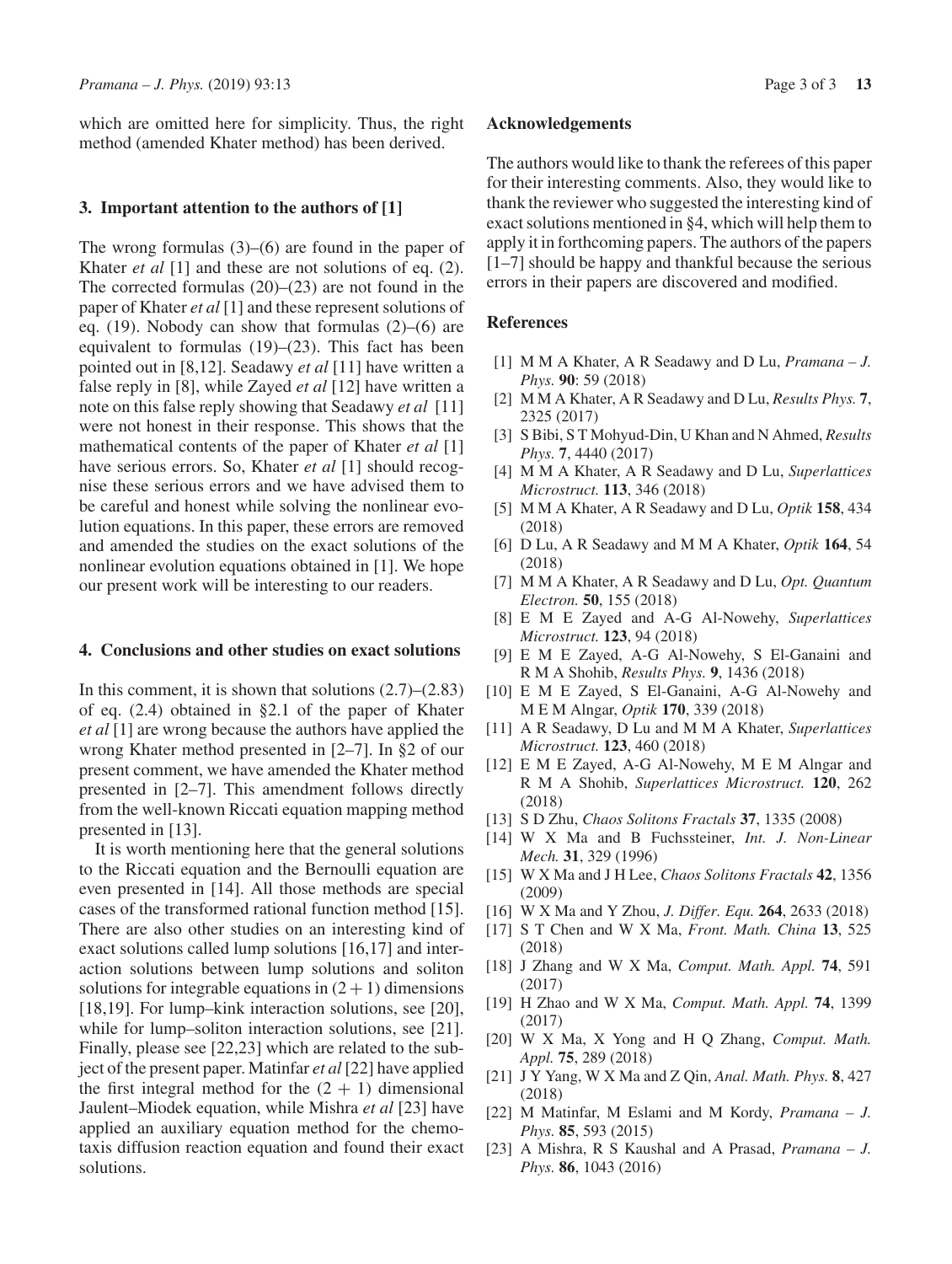which are omitted here for simplicity. Thus, the right method (amended Khater method) has been derived.

## 3. Important attention to the authors of [1]

The wrong formulas (3)–(6) are found in the paper of Khater *et al* [1] and these are not solutions of eq. (2). The corrected formulas (20)–(23) are not found in the paper of Khater *et al* [1] and these represent solutions of eq. (19). Nobody can show that formulas (2)–(6) are equivalent to formulas (19)–(23). This fact has been pointed out in [8,12]. Seadawy *et al* [11] have written a false reply in [8], while Zayed *et al* [12] have written a note on this false reply showing that Seadawy *et al* [11] were not honest in their response. This shows that the mathematical contents of the paper of Khater *et al* [1] have serious errors. So, Khater *et al* [1] should recognise these serious errors and we have advised them to be careful and honest while solving the nonlinear evolution equations. In this paper, these errors are removed and amended the studies on the exact solutions of the nonlinear evolution equations obtained in [1]. We hope our present work will be interesting to our readers.

## 4. Conclusions and other studies on exact solutions

In this comment, it is shown that solutions (2.7)–(2.83) of eq. (2.4) obtained in §2.1 of the paper of Khater *et al* [1] are wrong because the authors have applied the wrong Khater method presented in [2–7]. In §2 of our present comment, we have amended the Khater method presented in [2–7]. This amendment follows directly from the well-known Riccati equation mapping method presented in [13].

It is worth mentioning here that the general solutions to the Riccati equation and the Bernoulli equation are even presented in [14]. All those methods are special cases of the transformed rational function method [15]. There are also other studies on an interesting kind of exact solutions called lump solutions [16,17] and interaction solutions between lump solutions and soliton solutions for integrable equations in $(2+1)$ dimensions [18,19]. For lump–kink interaction solutions, see [20], while for lump–soliton interaction solutions, see [21]. Finally, please see [22,23] which are related to the subject of the present paper. Matinfar *et al* [22] have applied the first integral method for the $(2+1)$ dimensional Jaulent–Miodek equation, while Mishra *et al* [23] have applied an auxiliary equation method for the chemotaxis diffusion reaction equation and found their exact solutions.

## Acknowledgements

The authors would like to thank the referees of this paper for their interesting comments. Also, they would like to thank the reviewer who suggested the interesting kind of exact solutions mentioned in §4, which will help them to apply it in forthcoming papers. The authors of the papers [1–7] should be happy and thankful because the serious errors in their papers are discovered and modified.

## References

[1] M M A Khater, A R Seadawy and D Lu, *Pramana – J. Phys.* **90**: 59 (2018)

[2] M M A Khater, A R Seadawy and D Lu, *Results Phys.* **7**, 2325 (2017)

[3] S Bibi, S T Mohyud-Din, U Khan and N Ahmed, *Results Phys.* **7**, 4440 (2017)

[4] M M A Khater, A R Seadawy and D Lu, *Superlattices Microstruct.* **113**, 346 (2018)

[5] M M A Khater, A R Seadawy and D Lu, *Optik* **158**, 434 (2018)

[6] D Lu, A R Seadawy and M M A Khater, *Optik* **164**, 54 (2018)

[7] M M A Khater, A R Seadawy and D Lu, *Opt. Quantum Electron.* **50**, 155 (2018)

[8] E M E Zayed and A-G Al-Nowehy, *Superlattices Microstruct.* **123**, 94 (2018)

[9] E M E Zayed, A-G Al-Nowehy, S El-Ganaini and R M A Shohib, *Results Phys.* **9**, 1436 (2018)

[10] E M E Zayed, S El-Ganaini, A-G Al-Nowehy and M E M Alngar, *Optik* **170**, 339 (2018)

[11] A R Seadawy, D Lu and M M A Khater, *Superlattices Microstruct.* **123**, 460 (2018)

[12] E M E Zayed, A-G Al-Nowehy, M E M Alngar and R M A Shohib, *Superlattices Microstruct.* **120**, 262 (2018)

[13] S D Zhu, *Chaos Solitons Fractals* **37**, 1335 (2008)

[14] W X Ma and B Fuchssteiner, *Int. J. Non-Linear Mech.* **31**, 329 (1996)

[15] W X Ma and J H Lee, *Chaos Solitons Fractals* **42**, 1356 (2009)

[16] W X Ma and Y Zhou, *J. Differ. Equ.* **264**, 2633 (2018)

[17] S T Chen and W X Ma, *Front. Math. China* **13**, 525 (2018)

[18] J Zhang and W X Ma, *Comput. Math. Appl.* **74**, 591 (2017)

[19] H Zhao and W X Ma, *Comput. Math. Appl.* **74**, 1399 (2017)

[20] W X Ma, X Yong and H Q Zhang, *Comput. Math. Appl.* **75**, 289 (2018)

[21] J Y Yang, W X Ma and Z Qin, *Anal. Math. Phys.* **8**, 427 (2018)

[22] M Matinfar, M Eslami and M Kordy, *Pramana – J. Phys.* **85**, 593 (2015)

[23] A Mishra, R S Kaushal and A Prasad, *Pramana – J. Phys.* **86**, 1043 (2016)